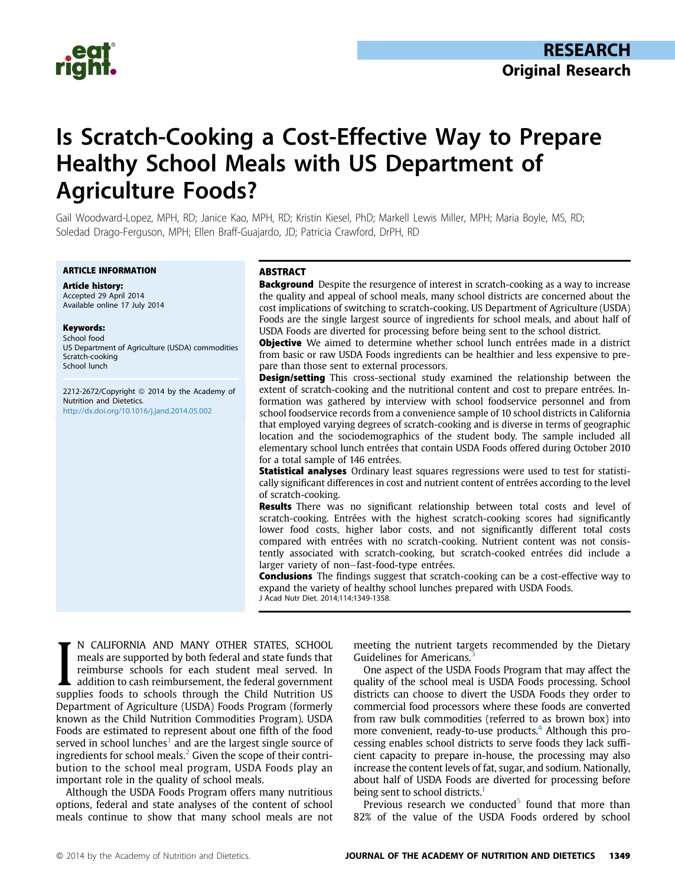RESEARCH

Original Research

# Is Scratch-Cooking a Cost-Effective Way to Prepare Healthy School Meals with US Department of Agriculture Foods?

Gail Woodward-Lopez, MPH, RD; Janice Kao, MPH, RD; Kristin Kiesel, PhD; Markell Lewis Miller, MPH; Maria Boyle, MS, RD; Soledad Drago-Ferguson, MPH; Ellen Braff-Guajardo, JD; Patricia Crawford, DrPH, RD

**ARTICLE INFORMATION**

**Article history:**
Accepted 29 April 2014
Available online 17 July 2014

**Keywords:**
School food
US Department of Agriculture (USDA) commodities
Scratch-cooking
School lunch

2212-2672/Copyright © 2014 by the Academy of Nutrition and Dietetics.
http://dx.doi.org/10.1016/j.jand.2014.05.002

## ABSTRACT

**Background** Despite the resurgence of interest in scratch-cooking as a way to increase the quality and appeal of school meals, many school districts are concerned about the cost implications of switching to scratch-cooking. US Department of Agriculture (USDA) Foods are the single largest source of ingredients for school meals, and about half of USDA Foods are diverted for processing before being sent to the school district.

**Objective** We aimed to determine whether school lunch entrées made in a district from basic or raw USDA Foods ingredients can be healthier and less expensive to prepare than those sent to external processors.

**Design/setting** This cross-sectional study examined the relationship between the extent of scratch-cooking and the nutritional content and cost to prepare entrées. Information was gathered by interview with school foodservice personnel and from school foodservice records from a convenience sample of 10 school districts in California that employed varying degrees of scratch-cooking and is diverse in terms of geographic location and the sociodemographics of the student body. The sample included all elementary school lunch entrées that contain USDA Foods offered during October 2010 for a total sample of 146 entrées.

**Statistical analyses** Ordinary least squares regressions were used to test for statistically significant differences in cost and nutrient content of entrées according to the level of scratch-cooking.

**Results** There was no significant relationship between total costs and level of scratch-cooking. Entrées with the highest scratch-cooking scores had significantly lower food costs, higher labor costs, and not significantly different total costs compared with entrées with no scratch-cooking. Nutrient content was not consistently associated with scratch-cooking, but scratch-cooked entrées did include a larger variety of non–fast-food-type entrées.

**Conclusions** The findings suggest that scratch-cooking can be a cost-effective way to expand the variety of healthy school lunches prepared with USDA Foods.

J Acad Nutr Diet. 2014;114:1349-1358.

IN CALIFORNIA AND MANY OTHER STATES, SCHOOL meals are supported by both federal and state funds that reimburse schools for each student meal served. In addition to cash reimbursement, the federal government supplies foods to schools through the Child Nutrition US Department of Agriculture (USDA) Foods Program (formerly known as the Child Nutrition Commodities Program). USDA Foods are estimated to represent about one fifth of the food served in school lunches[1] and are the largest single source of ingredients for school meals.[2] Given the scope of their contribution to the school meal program, USDA Foods play an important role in the quality of school meals.

Although the USDA Foods Program offers many nutritious options, federal and state analyses of the content of school meals continue to show that many school meals are not meeting the nutrient targets recommended by the Dietary Guidelines for Americans.[3]

One aspect of the USDA Foods Program that may affect the quality of the school meal is USDA Foods processing. School districts can choose to divert the USDA Foods they order to commercial food processors where these foods are converted from raw bulk commodities (referred to as brown box) into more convenient, ready-to-use products.[4] Although this processing enables school districts to serve foods they lack sufficient capacity to prepare in-house, the processing may also increase the content levels of fat, sugar, and sodium. Nationally, about half of USDA Foods are diverted for processing before being sent to school districts.[1]

Previous research we conducted[5] found that more than 82% of the value of the USDA Foods ordered by school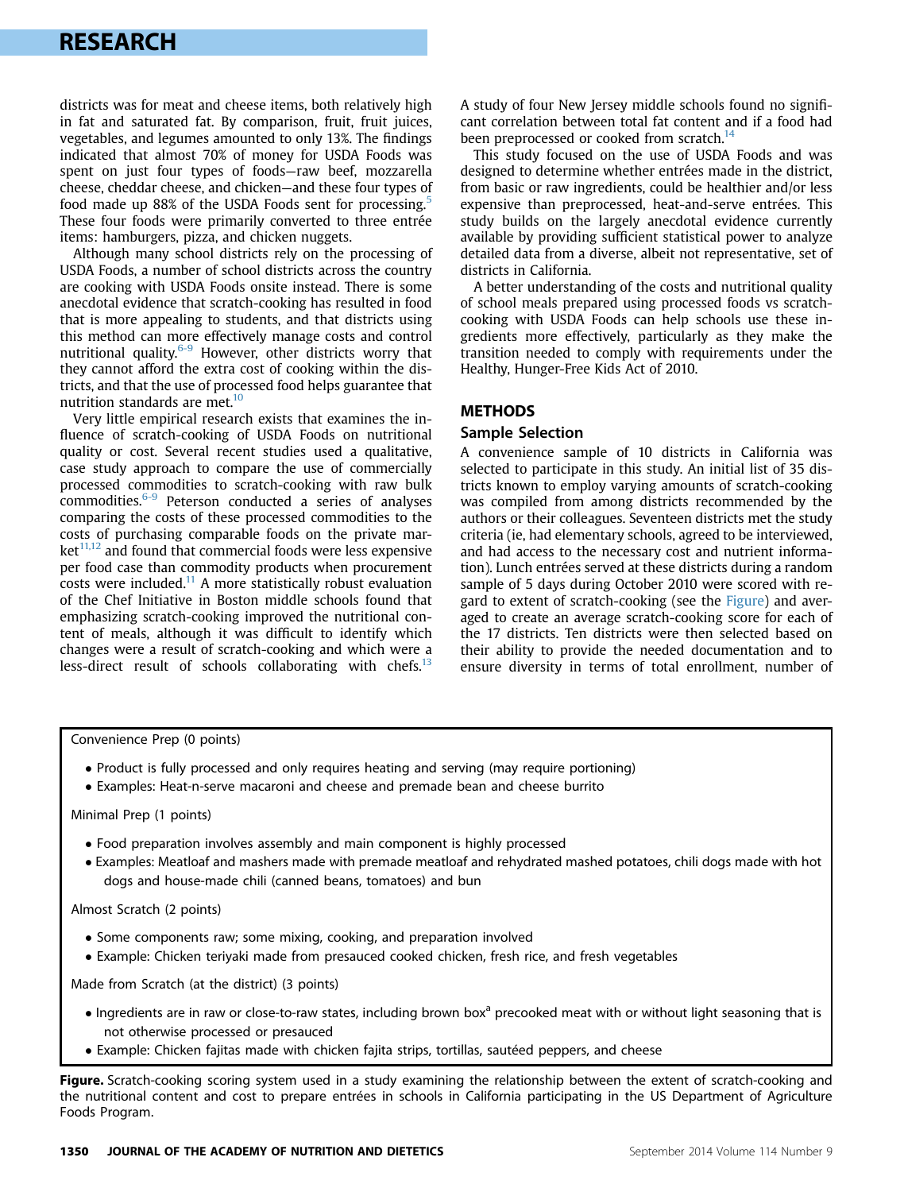districts was for meat and cheese items, both relatively high in fat and saturated fat. By comparison, fruit, fruit juices, vegetables, and legumes amounted to only 13%. The findings indicated that almost 70% of money for USDA Foods was spent on just four types of foods—raw beef, mozzarella cheese, cheddar cheese, and chicken—and these four types of food made up 88% of the USDA Foods sent for processing.[5] These four foods were primarily converted to three entrée items: hamburgers, pizza, and chicken nuggets.

Although many school districts rely on the processing of USDA Foods, a number of school districts across the country are cooking with USDA Foods onsite instead. There is some anecdotal evidence that scratch-cooking has resulted in food that is more appealing to students, and that districts using this method can more effectively manage costs and control nutritional quality.[6-9] However, other districts worry that they cannot afford the extra cost of cooking within the districts, and that the use of processed food helps guarantee that nutrition standards are met.[10]

Very little empirical research exists that examines the influence of scratch-cooking of USDA Foods on nutritional quality or cost. Several recent studies used a qualitative, case study approach to compare the use of commercially processed commodities to scratch-cooking with raw bulk commodities.[6-9] Peterson conducted a series of analyses comparing the costs of these processed commodities to the costs of purchasing comparable foods on the private market[11,12] and found that commercial foods were less expensive per food case than commodity products when procurement costs were included.[11] A more statistically robust evaluation of the Chef Initiative in Boston middle schools found that emphasizing scratch-cooking improved the nutritional content of meals, although it was difficult to identify which changes were a result of scratch-cooking and which were a less-direct result of schools collaborating with chefs.[13] A study of four New Jersey middle schools found no significant correlation between total fat content and if a food had been preprocessed or cooked from scratch.[14]

This study focused on the use of USDA Foods and was designed to determine whether entrées made in the district, from basic or raw ingredients, could be healthier and/or less expensive than preprocessed, heat-and-serve entrées. This study builds on the largely anecdotal evidence currently available by providing sufficient statistical power to analyze detailed data from a diverse, albeit not representative, set of districts in California.

A better understanding of the costs and nutritional quality of school meals prepared using processed foods vs scratch-cooking with USDA Foods can help schools use these ingredients more effectively, particularly as they make the transition needed to comply with requirements under the Healthy, Hunger-Free Kids Act of 2010.

## METHODS

### Sample Selection

A convenience sample of 10 districts in California was selected to participate in this study. An initial list of 35 districts known to employ varying amounts of scratch-cooking was compiled from among districts recommended by the authors or their colleagues. Seventeen districts met the study criteria (ie, had elementary schools, agreed to be interviewed, and had access to the necessary cost and nutrient information). Lunch entrées served at these districts during a random sample of 5 days during October 2010 were scored with regard to extent of scratch-cooking (see the Figure) and averaged to create an average scratch-cooking score for each of the 17 districts. Ten districts were then selected based on their ability to provide the needed documentation and to ensure diversity in terms of total enrollment, number of

Convenience Prep (0 points)

- Product is fully processed and only requires heating and serving (may require portioning)
- Examples: Heat-n-serve macaroni and cheese and premade bean and cheese burrito

Minimal Prep (1 points)

- Food preparation involves assembly and main component is highly processed
- Examples: Meatloaf and mashers made with premade meatloaf and rehydrated mashed potatoes, chili dogs made with hot dogs and house-made chili (canned beans, tomatoes) and bun

Almost Scratch (2 points)

- Some components raw; some mixing, cooking, and preparation involved
- Example: Chicken teriyaki made from presauced cooked chicken, fresh rice, and fresh vegetables

Made from Scratch (at the district) (3 points)

- Ingredients are in raw or close-to-raw states, including brown box[a] precooked meat with or without light seasoning that is not otherwise processed or presauced
- Example: Chicken fajitas made with chicken fajita strips, tortillas, sautéed peppers, and cheese

**Figure.** Scratch-cooking scoring system used in a study examining the relationship between the extent of scratch-cooking and the nutritional content and cost to prepare entrées in schools in California participating in the US Department of Agriculture Foods Program.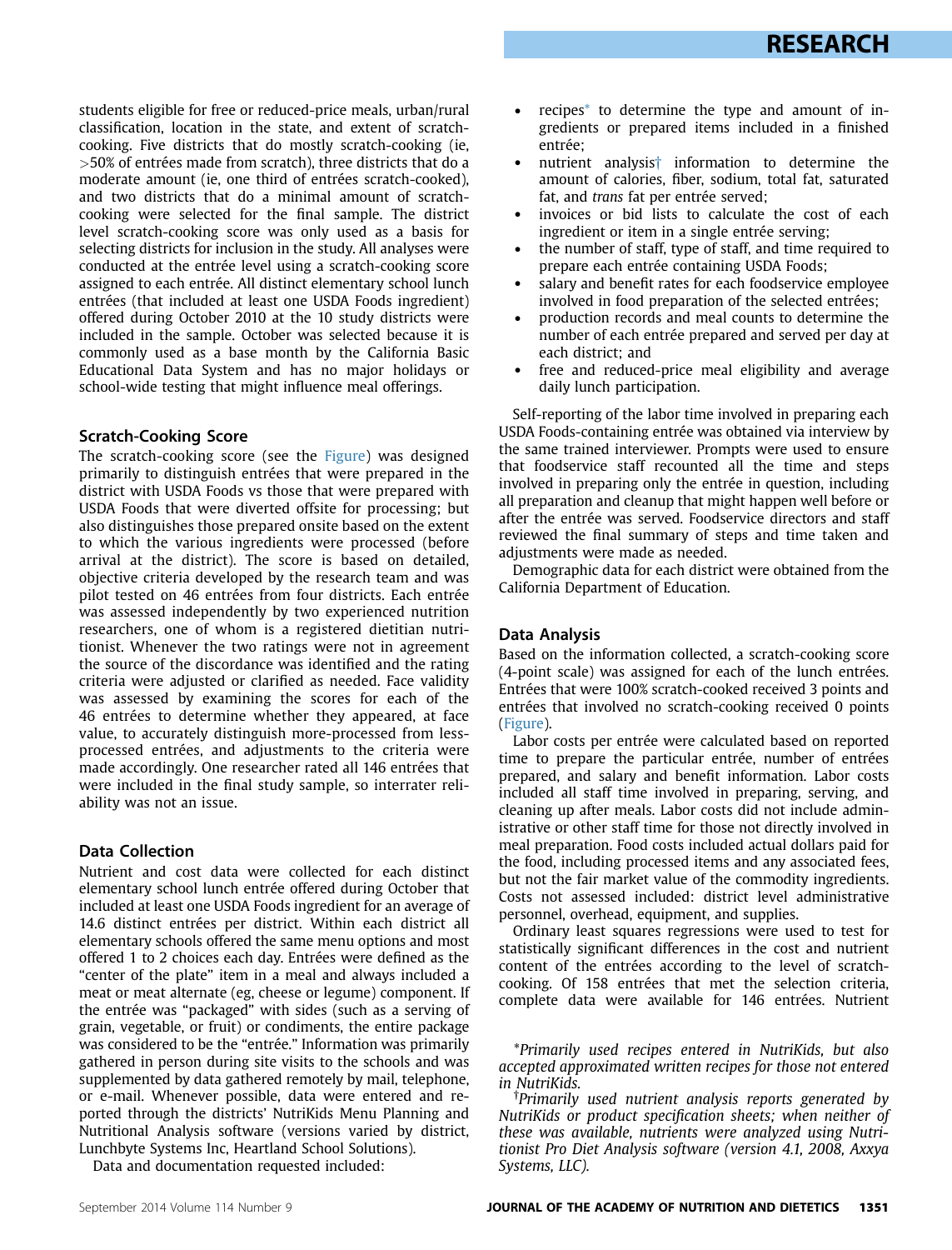students eligible for free or reduced-price meals, urban/rural classification, location in the state, and extent of scratch-cooking. Five districts that do mostly scratch-cooking (ie, >50% of entrées made from scratch), three districts that do a moderate amount (ie, one third of entrées scratch-cooked), and two districts that do a minimal amount of scratch-cooking were selected for the final sample. The district level scratch-cooking score was only used as a basis for selecting districts for inclusion in the study. All analyses were conducted at the entrée level using a scratch-cooking score assigned to each entrée. All distinct elementary school lunch entrées (that included at least one USDA Foods ingredient) offered during October 2010 at the 10 study districts were included in the sample. October was selected because it is commonly used as a base month by the California Basic Educational Data System and has no major holidays or school-wide testing that might influence meal offerings.

### Scratch-Cooking Score

The scratch-cooking score (see the Figure) was designed primarily to distinguish entrées that were prepared in the district with USDA Foods vs those that were prepared with USDA Foods that were diverted offsite for processing; but also distinguishes those prepared onsite based on the extent to which the various ingredients were processed (before arrival at the district). The score is based on detailed, objective criteria developed by the research team and was pilot tested on 46 entrées from four districts. Each entrée was assessed independently by two experienced nutrition researchers, one of whom is a registered dietitian nutritionist. Whenever the two ratings were not in agreement the source of the discordance was identified and the rating criteria were adjusted or clarified as needed. Face validity was assessed by examining the scores for each of the 46 entrées to determine whether they appeared, at face value, to accurately distinguish more-processed from less-processed entrées, and adjustments to the criteria were made accordingly. One researcher rated all 146 entrées that were included in the final study sample, so interrater reliability was not an issue.

### Data Collection

Nutrient and cost data were collected for each distinct elementary school lunch entrée offered during October that included at least one USDA Foods ingredient for an average of 14.6 distinct entrées per district. Within each district all elementary schools offered the same menu options and most offered 1 to 2 choices each day. Entrées were defined as the "center of the plate" item in a meal and always included a meat or meat alternate (eg, cheese or legume) component. If the entrée was "packaged" with sides (such as a serving of grain, vegetable, or fruit) or condiments, the entire package was considered to be the "entrée." Information was primarily gathered in person during site visits to the schools and was supplemented by data gathered remotely by mail, telephone, or e-mail. Whenever possible, data were entered and reported through the districts' NutriKids Menu Planning and Nutritional Analysis software (versions varied by district, Lunchbyte Systems Inc, Heartland School Solutions).

Data and documentation requested included:

- recipes* to determine the type and amount of ingredients or prepared items included in a finished entrée;
- nutrient analysis† information to determine the amount of calories, fiber, sodium, total fat, saturated fat, and *trans* fat per entrée served;
- invoices or bid lists to calculate the cost of each ingredient or item in a single entrée serving;
- the number of staff, type of staff, and time required to prepare each entrée containing USDA Foods;
- salary and benefit rates for each foodservice employee involved in food preparation of the selected entrées;
- production records and meal counts to determine the number of each entrée prepared and served per day at each district; and
- free and reduced-price meal eligibility and average daily lunch participation.

Self-reporting of the labor time involved in preparing each USDA Foods-containing entrée was obtained via interview by the same trained interviewer. Prompts were used to ensure that foodservice staff recounted all the time and steps involved in preparing only the entrée in question, including all preparation and cleanup that might happen well before or after the entrée was served. Foodservice directors and staff reviewed the final summary of steps and time taken and adjustments were made as needed.

Demographic data for each district were obtained from the California Department of Education.

### Data Analysis

Based on the information collected, a scratch-cooking score (4-point scale) was assigned for each of the lunch entrées. Entrées that were 100% scratch-cooked received 3 points and entrées that involved no scratch-cooking received 0 points (Figure).

Labor costs per entrée were calculated based on reported time to prepare the particular entrée, number of entrées prepared, and salary and benefit information. Labor costs included all staff time involved in preparing, serving, and cleaning up after meals. Labor costs did not include administrative or other staff time for those not directly involved in meal preparation. Food costs included actual dollars paid for the food, including processed items and any associated fees, but not the fair market value of the commodity ingredients. Costs not assessed included: district level administrative personnel, overhead, equipment, and supplies.

Ordinary least squares regressions were used to test for statistically significant differences in the cost and nutrient content of the entrées according to the level of scratch-cooking. Of 158 entrées that met the selection criteria, complete data were available for 146 entrées. Nutrient

*Primarily used recipes entered in NutriKids, but also accepted approximated written recipes for those not entered in NutriKids.*

†*Primarily used nutrient analysis reports generated by NutriKids or product specification sheets; when neither of these was available, nutrients were analyzed using Nutritionist Pro Diet Analysis software (version 4.1, 2008, Axxya Systems, LLC).*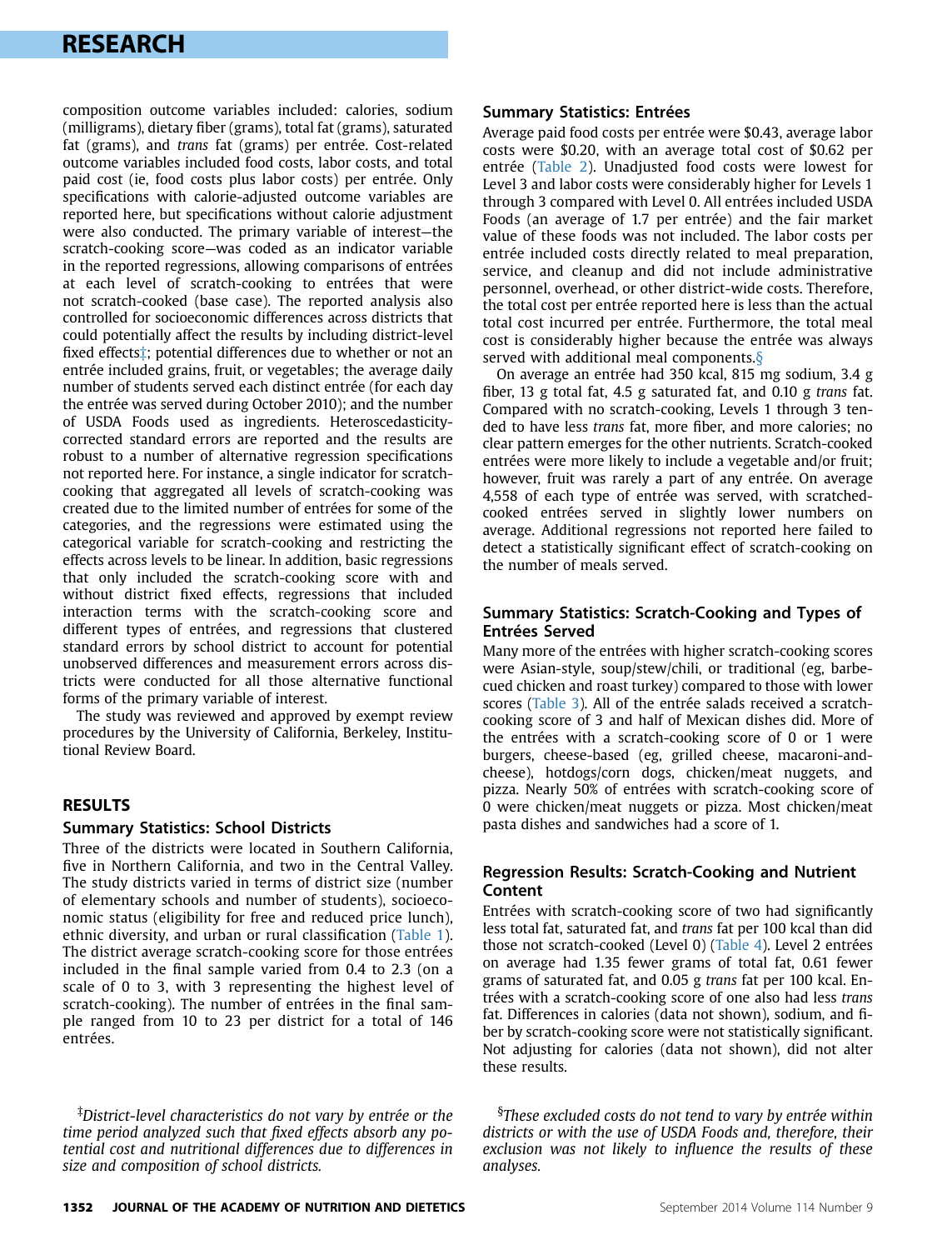composition outcome variables included: calories, sodium (milligrams), dietary fiber (grams), total fat (grams), saturated fat (grams), and *trans* fat (grams) per entrée. Cost-related outcome variables included food costs, labor costs, and total paid cost (ie, food costs plus labor costs) per entrée. Only specifications with calorie-adjusted outcome variables are reported here, but specifications without calorie adjustment were also conducted. The primary variable of interest—the scratch-cooking score—was coded as an indicator variable in the reported regressions, allowing comparisons of entrées at each level of scratch-cooking to entrées that were not scratch-cooked (base case). The reported analysis also controlled for socioeconomic differences across districts that could potentially affect the results by including district-level fixed effects‡; potential differences due to whether or not an entrée included grains, fruit, or vegetables; the average daily number of students served each distinct entrée (for each day the entrée was served during October 2010); and the number of USDA Foods used as ingredients. Heteroscedasticity-corrected standard errors are reported and the results are robust to a number of alternative regression specifications not reported here. For instance, a single indicator for scratch-cooking that aggregated all levels of scratch-cooking was created due to the limited number of entrées for some of the categories, and the regressions were estimated using the categorical variable for scratch-cooking and restricting the effects across levels to be linear. In addition, basic regressions that only included the scratch-cooking score with and without district fixed effects, regressions that included interaction terms with the scratch-cooking score and different types of entrées, and regressions that clustered standard errors by school district to account for potential unobserved differences and measurement errors across districts were conducted for all those alternative functional forms of the primary variable of interest.

The study was reviewed and approved by exempt review procedures by the University of California, Berkeley, Institutional Review Board.

## RESULTS

### Summary Statistics: School Districts

Three of the districts were located in Southern California, five in Northern California, and two in the Central Valley. The study districts varied in terms of district size (number of elementary schools and number of students), socioeconomic status (eligibility for free and reduced price lunch), ethnic diversity, and urban or rural classification (Table 1). The district average scratch-cooking score for those entrées included in the final sample varied from 0.4 to 2.3 (on a scale of 0 to 3, with 3 representing the highest level of scratch-cooking). The number of entrées in the final sample ranged from 10 to 23 per district for a total of 146 entrées.

### Summary Statistics: Entrées

Average paid food costs per entrée were \$0.43, average labor costs were \$0.20, with an average total cost of \$0.62 per entrée (Table 2). Unadjusted food costs were lowest for Level 3 and labor costs were considerably higher for Levels 1 through 3 compared with Level 0. All entrées included USDA Foods (an average of 1.7 per entrée) and the fair market value of these foods was not included. The labor costs per entrée included costs directly related to meal preparation, service, and cleanup and did not include administrative personnel, overhead, or other district-wide costs. Therefore, the total cost per entrée reported here is less than the actual total cost incurred per entrée. Furthermore, the total meal cost is considerably higher because the entrée was always served with additional meal components.§

On average an entrée had 350 kcal, 815 mg sodium, 3.4 g fiber, 13 g total fat, 4.5 g saturated fat, and 0.10 g *trans* fat. Compared with no scratch-cooking, Levels 1 through 3 tended to have less *trans* fat, more fiber, and more calories; no clear pattern emerges for the other nutrients. Scratch-cooked entrées were more likely to include a vegetable and/or fruit; however, fruit was rarely a part of any entrée. On average 4,558 of each type of entrée was served, with scratched-cooked entrées served in slightly lower numbers on average. Additional regressions not reported here failed to detect a statistically significant effect of scratch-cooking on the number of meals served.

### Summary Statistics: Scratch-Cooking and Types of Entrées Served

Many more of the entrées with higher scratch-cooking scores were Asian-style, soup/stew/chili, or traditional (eg, barbecued chicken and roast turkey) compared to those with lower scores (Table 3). All of the entrée salads received a scratch-cooking score of 3 and half of Mexican dishes did. More of the entrées with a scratch-cooking score of 0 or 1 were burgers, cheese-based (eg, grilled cheese, macaroni-and-cheese), hotdogs/corn dogs, chicken/meat nuggets, and pizza. Nearly 50% of entrées with scratch-cooking score of 0 were chicken/meat nuggets or pizza. Most chicken/meat pasta dishes and sandwiches had a score of 1.

### Regression Results: Scratch-Cooking and Nutrient Content

Entrées with scratch-cooking score of two had significantly less total fat, saturated fat, and *trans* fat per 100 kcal than did those not scratch-cooked (Level 0) (Table 4). Level 2 entrées on average had 1.35 fewer grams of total fat, 0.61 fewer grams of saturated fat, and 0.05 g *trans* fat per 100 kcal. Entrées with a scratch-cooking score of one also had less *trans* fat. Differences in calories (data not shown), sodium, and fiber by scratch-cooking score were not statistically significant. Not adjusting for calories (data not shown), did not alter these results.

‡*District-level characteristics do not vary by entrée or the time period analyzed such that fixed effects absorb any potential cost and nutritional differences due to differences in size and composition of school districts.*

§*These excluded costs do not tend to vary by entrée within districts or with the use of USDA Foods and, therefore, their exclusion was not likely to influence the results of these analyses.*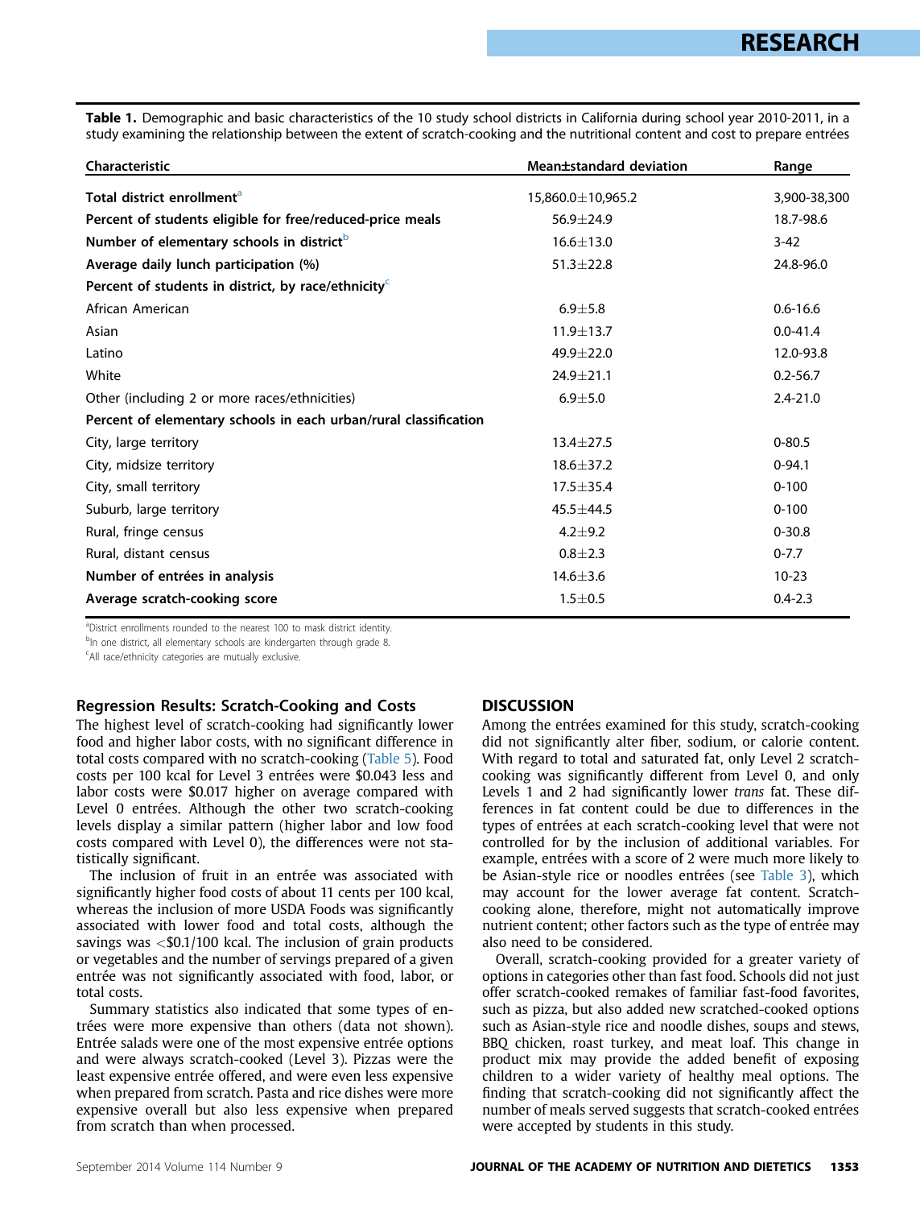**Table 1.** Demographic and basic characteristics of the 10 study school districts in California during school year 2010-2011, in a study examining the relationship between the extent of scratch-cooking and the nutritional content and cost to prepare entrées

| Characteristic | Mean±standard deviation | Range |
|---|---|---|
| **Total district enrollment**[a] | 15,860.0±10,965.2 | 3,900-38,300 |
| **Percent of students eligible for free/reduced-price meals** | 56.9±24.9 | 18.7-98.6 |
| **Number of elementary schools in district**[b] | 16.6±13.0 | 3-42 |
| **Average daily lunch participation (%)** | 51.3±22.8 | 24.8-96.0 |
| **Percent of students in district, by race/ethnicity**[c] | | |
| African American | 6.9±5.8 | 0.6-16.6 |
| Asian | 11.9±13.7 | 0.0-41.4 |
| Latino | 49.9±22.0 | 12.0-93.8 |
| White | 24.9±21.1 | 0.2-56.7 |
| Other (including 2 or more races/ethnicities) | 6.9±5.0 | 2.4-21.0 |
| **Percent of elementary schools in each urban/rural classification** | | |
| City, large territory | 13.4±27.5 | 0-80.5 |
| City, midsize territory | 18.6±37.2 | 0-94.1 |
| City, small territory | 17.5±35.4 | 0-100 |
| Suburb, large territory | 45.5±44.5 | 0-100 |
| Rural, fringe census | 4.2±9.2 | 0-30.8 |
| Rural, distant census | 0.8±2.3 | 0-7.7 |
| **Number of entrées in analysis** | 14.6±3.6 | 10-23 |
| **Average scratch-cooking score** | 1.5±0.5 | 0.4-2.3 |

[a]District enrollments rounded to the nearest 100 to mask district identity.
[b]In one district, all elementary schools are kindergarten through grade 8.
[c]All race/ethnicity categories are mutually exclusive.

### Regression Results: Scratch-Cooking and Costs

The highest level of scratch-cooking had significantly lower food and higher labor costs, with no significant difference in total costs compared with no scratch-cooking (Table 5). Food costs per 100 kcal for Level 3 entrées were \$0.043 less and labor costs were \$0.017 higher on average compared with Level 0 entrées. Although the other two scratch-cooking levels display a similar pattern (higher labor and low food costs compared with Level 0), the differences were not statistically significant.

The inclusion of fruit in an entrée was associated with significantly higher food costs of about 11 cents per 100 kcal, whereas the inclusion of more USDA Foods was significantly associated with lower food and total costs, although the savings was <\$0.1/100 kcal. The inclusion of grain products or vegetables and the number of servings prepared of a given entrée was not significantly associated with food, labor, or total costs.

Summary statistics also indicated that some types of entrées were more expensive than others (data not shown). Entrée salads were one of the most expensive entrée options and were always scratch-cooked (Level 3). Pizzas were the least expensive entrée offered, and were even less expensive when prepared from scratch. Pasta and rice dishes were more expensive overall but also less expensive when prepared from scratch than when processed.

## DISCUSSION

Among the entrées examined for this study, scratch-cooking did not significantly alter fiber, sodium, or calorie content. With regard to total and saturated fat, only Level 2 scratch-cooking was significantly different from Level 0, and only Levels 1 and 2 had significantly lower *trans* fat. These differences in fat content could be due to differences in the types of entrées at each scratch-cooking level that were not controlled for by the inclusion of additional variables. For example, entrées with a score of 2 were much more likely to be Asian-style rice or noodles entrées (see Table 3), which may account for the lower average fat content. Scratch-cooking alone, therefore, might not automatically improve nutrient content; other factors such as the type of entrée may also need to be considered.

Overall, scratch-cooking provided for a greater variety of options in categories other than fast food. Schools did not just offer scratch-cooked remakes of familiar fast-food favorites, such as pizza, but also added new scratched-cooked options such as Asian-style rice and noodle dishes, soups and stews, BBQ chicken, roast turkey, and meat loaf. This change in product mix may provide the added benefit of exposing children to a wider variety of healthy meal options. The finding that scratch-cooking did not significantly affect the number of meals served suggests that scratch-cooked entrées were accepted by students in this study.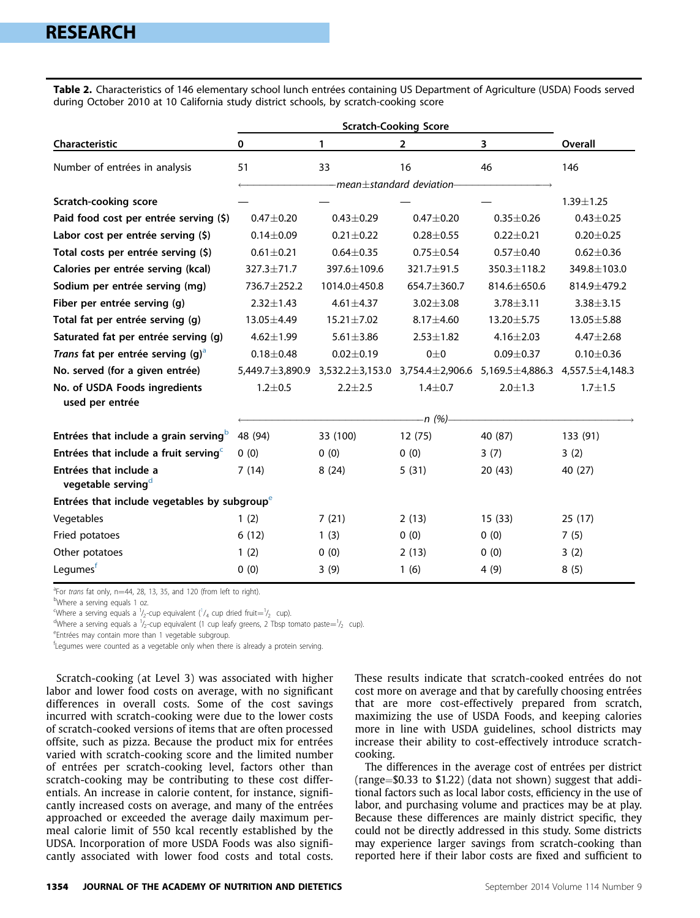**Table 2.** Characteristics of 146 elementary school lunch entrées containing US Department of Agriculture (USDA) Foods served during October 2010 at 10 California study district schools, by scratch-cooking score

| Characteristic | Scratch-Cooking Score 0 | 1 | 2 | 3 | Overall |
|---|---|---|---|---|---|
| Number of entrées in analysis | 51 | 33 | 16 | 46 | 146 |
| | mean±standard deviation | | | | |
| Scratch-cooking score | — | — | — | — | 1.39±1.25 |
| Paid food cost per entrée serving ($) | 0.47±0.20 | 0.43±0.29 | 0.47±0.20 | 0.35±0.26 | 0.43±0.25 |
| Labor cost per entrée serving ($) | 0.14±0.09 | 0.21±0.22 | 0.28±0.55 | 0.22±0.21 | 0.20±0.25 |
| Total costs per entrée serving ($) | 0.61±0.21 | 0.64±0.35 | 0.75±0.54 | 0.57±0.40 | 0.62±0.36 |
| Calories per entrée serving (kcal) | 327.3±71.7 | 397.6±109.6 | 321.7±91.5 | 350.3±118.2 | 349.8±103.0 |
| Sodium per entrée serving (mg) | 736.7±252.2 | 1014.0±450.8 | 654.7±360.7 | 814.6±650.6 | 814.9±479.2 |
| Fiber per entrée serving (g) | 2.32±1.43 | 4.61±4.37 | 3.02±3.08 | 3.78±3.11 | 3.38±3.15 |
| Total fat per entrée serving (g) | 13.05±4.49 | 15.21±7.02 | 8.17±4.60 | 13.20±5.75 | 13.05±5.88 |
| Saturated fat per entrée serving (g) | 4.62±1.99 | 5.61±3.86 | 2.53±1.82 | 4.16±2.03 | 4.47±2.68 |
| *Trans* fat per entrée serving (g)[a] | 0.18±0.48 | 0.02±0.19 | 0±0 | 0.09±0.37 | 0.10±0.36 |
| No. served (for a given entrée) | 5,449.7±3,890.9 | 3,532.2±3,153.0 | 3,754.4±2,906.6 | 5,169.5±4,886.3 | 4,557.5±4,148.3 |
| No. of USDA Foods ingredients used per entrée | 1.2±0.5 | 2.2±2.5 | 1.4±0.7 | 2.0±1.3 | 1.7±1.5 |
| | n (%) | | | | |
| Entrées that include a grain serving[b] | 48 (94) | 33 (100) | 12 (75) | 40 (87) | 133 (91) |
| Entrées that include a fruit serving[c] | 0 (0) | 0 (0) | 0 (0) | 3 (7) | 3 (2) |
| Entrées that include a vegetable serving[d] | 7 (14) | 8 (24) | 5 (31) | 20 (43) | 40 (27) |
| Entrées that include vegetables by subgroup[e] | | | | | |
| Vegetables | 1 (2) | 7 (21) | 2 (13) | 15 (33) | 25 (17) |
| Fried potatoes | 6 (12) | 1 (3) | 0 (0) | 0 (0) | 7 (5) |
| Other potatoes | 1 (2) | 0 (0) | 2 (13) | 0 (0) | 3 (2) |
| Legumes[f] | 0 (0) | 3 (9) | 1 (6) | 4 (9) | 8 (5) |

[a]For *trans* fat only, n=44, 28, 13, 35, and 120 (from left to right).
[b]Where a serving equals 1 oz.
[c]Where a serving equals a ½-cup equivalent (¼ cup dried fruit=½ cup).
[d]Where a serving equals a ½-cup equivalent (1 cup leafy greens, 2 Tbsp tomato paste=½ cup).
[e]Entrées may contain more than 1 vegetable subgroup.
[f]Legumes were counted as a vegetable only when there is already a protein serving.

Scratch-cooking (at Level 3) was associated with higher labor and lower food costs on average, with no significant differences in overall costs. Some of the cost savings incurred with scratch-cooking were due to the lower costs of scratch-cooked versions of items that are often processed offsite, such as pizza. Because the product mix for entrées varied with scratch-cooking score and the limited number of entrées per scratch-cooking level, factors other than scratch-cooking may be contributing to these cost differentials. An increase in calorie content, for instance, significantly increased costs on average, and many of the entrées approached or exceeded the average daily maximum per-meal calorie limit of 550 kcal recently established by the USDA. Incorporation of more USDA Foods was also significantly associated with lower food costs and total costs. These results indicate that scratch-cooked entrées do not cost more on average and that by carefully choosing entrées that are more cost-effectively prepared from scratch, maximizing the use of USDA Foods, and keeping calories more in line with USDA guidelines, school districts may increase their ability to cost-effectively introduce scratch-cooking.

The differences in the average cost of entrées per district (range=$0.33 to $1.22) (data not shown) suggest that additional factors such as local labor costs, efficiency in the use of labor, and purchasing volume and practices may be at play. Because these differences are mainly district specific, they could not be directly addressed in this study. Some districts may experience larger savings from scratch-cooking than reported here if their labor costs are fixed and sufficient to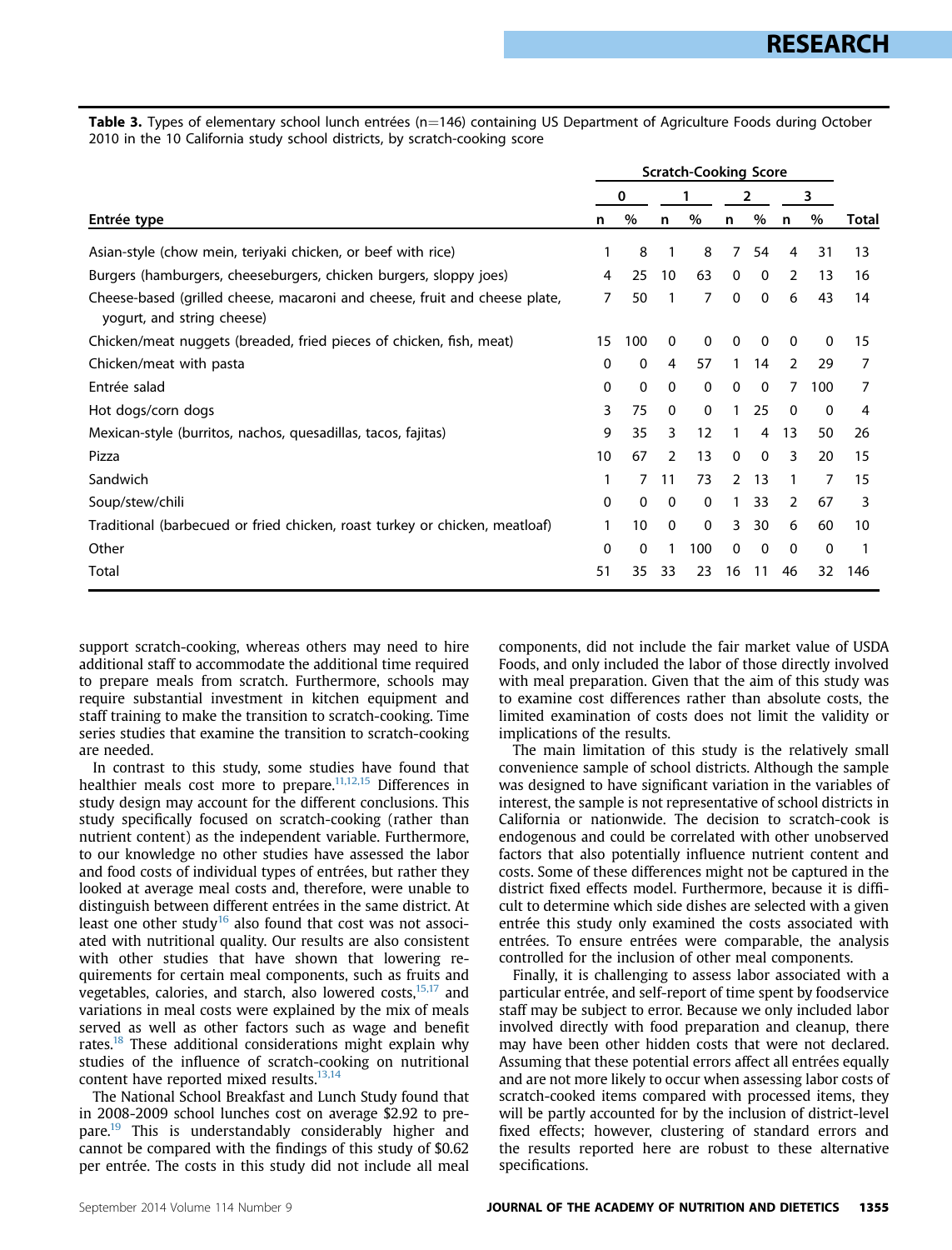**Table 3.** Types of elementary school lunch entrées (n=146) containing US Department of Agriculture Foods during October 2010 in the 10 California study school districts, by scratch-cooking score

| | Scratch-Cooking Score | | | | | | | | |
|---|---|---|---|---|---|---|---|---|---|
| | 0 | | 1 | | 2 | | 3 | | |
| **Entrée type** | n | % | n | % | n | % | n | % | Total |
| Asian-style (chow mein, teriyaki chicken, or beef with rice) | 1 | 8 | 1 | 8 | 7 | 54 | 4 | 31 | 13 |
| Burgers (hamburgers, cheeseburgers, chicken burgers, sloppy joes) | 4 | 25 | 10 | 63 | 0 | 0 | 2 | 13 | 16 |
| Cheese-based (grilled cheese, macaroni and cheese, fruit and cheese plate, yogurt, and string cheese) | 7 | 50 | 1 | 7 | 0 | 0 | 6 | 43 | 14 |
| Chicken/meat nuggets (breaded, fried pieces of chicken, fish, meat) | 15 | 100 | 0 | 0 | 0 | 0 | 0 | 0 | 15 |
| Chicken/meat with pasta | 0 | 0 | 4 | 57 | 1 | 14 | 2 | 29 | 7 |
| Entrée salad | 0 | 0 | 0 | 0 | 0 | 0 | 7 | 100 | 7 |
| Hot dogs/corn dogs | 3 | 75 | 0 | 0 | 1 | 25 | 0 | 0 | 4 |
| Mexican-style (burritos, nachos, quesadillas, tacos, fajitas) | 9 | 35 | 3 | 12 | 1 | 4 | 13 | 50 | 26 |
| Pizza | 10 | 67 | 2 | 13 | 0 | 0 | 3 | 20 | 15 |
| Sandwich | 1 | 7 | 11 | 73 | 2 | 13 | 1 | 7 | 15 |
| Soup/stew/chili | 0 | 0 | 0 | 0 | 1 | 33 | 2 | 67 | 3 |
| Traditional (barbecued or fried chicken, roast turkey or chicken, meatloaf) | 1 | 10 | 0 | 0 | 3 | 30 | 6 | 60 | 10 |
| Other | 0 | 0 | 1 | 100 | 0 | 0 | 0 | 0 | 1 |
| Total | 51 | 35 | 33 | 23 | 16 | 11 | 46 | 32 | 146 |

support scratch-cooking, whereas others may need to hire additional staff to accommodate the additional time required to prepare meals from scratch. Furthermore, schools may require substantial investment in kitchen equipment and staff training to make the transition to scratch-cooking. Time series studies that examine the transition to scratch-cooking are needed.

In contrast to this study, some studies have found that healthier meals cost more to prepare.[11,12,15] Differences in study design may account for the different conclusions. This study specifically focused on scratch-cooking (rather than nutrient content) as the independent variable. Furthermore, to our knowledge no other studies have assessed the labor and food costs of individual types of entrées, but rather they looked at average meal costs and, therefore, were unable to distinguish between different entrées in the same district. At least one other study[16] also found that cost was not associated with nutritional quality. Our results are also consistent with other studies that have shown that lowering requirements for certain meal components, such as fruits and vegetables, calories, and starch, also lowered costs,[15,17] and variations in meal costs were explained by the mix of meals served as well as other factors such as wage and benefit rates.[18] These additional considerations might explain why studies of the influence of scratch-cooking on nutritional content have reported mixed results.[13,14]

The National School Breakfast and Lunch Study found that in 2008-2009 school lunches cost on average $2.92 to prepare.[19] This is understandably considerably higher and cannot be compared with the findings of this study of $0.62 per entrée. The costs in this study did not include all meal components, did not include the fair market value of USDA Foods, and only included the labor of those directly involved with meal preparation. Given that the aim of this study was to examine cost differences rather than absolute costs, the limited examination of costs does not limit the validity or implications of the results.

The main limitation of this study is the relatively small convenience sample of school districts. Although the sample was designed to have significant variation in the variables of interest, the sample is not representative of school districts in California or nationwide. The decision to scratch-cook is endogenous and could be correlated with other unobserved factors that also potentially influence nutrient content and costs. Some of these differences might not be captured in the district fixed effects model. Furthermore, because it is difficult to determine which side dishes are selected with a given entrée this study only examined the costs associated with entrées. To ensure entrées were comparable, the analysis controlled for the inclusion of other meal components.

Finally, it is challenging to assess labor associated with a particular entrée, and self-report of time spent by foodservice staff may be subject to error. Because we only included labor involved directly with food preparation and cleanup, there may have been other hidden costs that were not declared. Assuming that these potential errors affect all entrées equally and are not more likely to occur when assessing labor costs of scratch-cooked items compared with processed items, they will be partly accounted for by the inclusion of district-level fixed effects; however, clustering of standard errors and the results reported here are robust to these alternative specifications.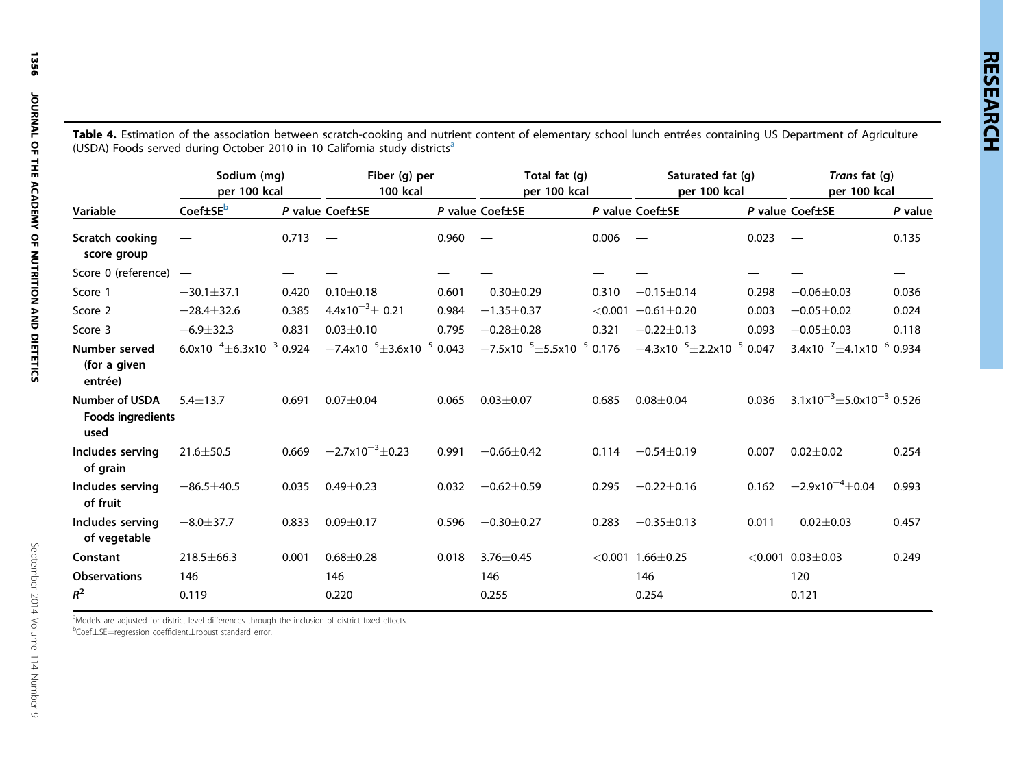**Table 4.** Estimation of the association between scratch-cooking and nutrient content of elementary school lunch entrées containing US Department of Agriculture (USDA) Foods served during October 2010 in 10 California study districts[a]

| | Sodium (mg) per 100 kcal | | Fiber (g) per 100 kcal | | Total fat (g) per 100 kcal | | Saturated fat (g) per 100 kcal | | *Trans* fat (g) per 100 kcal | |
|---|---|---|---|---|---|---|---|---|---|---|
| **Variable** | **Coef±SE**[b] | ***P* value** | **Coef±SE** | ***P* value** | **Coef±SE** | ***P* value** | **Coef±SE** | ***P* value** | **Coef±SE** | ***P* value** |
| **Scratch cooking score group** | — | 0.713 | — | 0.960 | — | 0.006 | — | 0.023 | — | 0.135 |
| Score 0 (reference) | — | — | — | — | — | — | — | — | — | — |
| Score 1 | −30.1±37.1 | 0.420 | 0.10±0.18 | 0.601 | −0.30±0.29 | 0.310 | −0.15±0.14 | 0.298 | −0.06±0.03 | 0.036 |
| Score 2 | −28.4±32.6 | 0.385 | $4.4\text{x}10^{-3}\pm$ 0.21 | 0.984 | −1.35±0.37 | <0.001 | −0.61±0.20 | 0.003 | −0.05±0.02 | 0.024 |
| Score 3 | −6.9±32.3 | 0.831 | 0.03±0.10 | 0.795 | −0.28±0.28 | 0.321 | −0.22±0.13 | 0.093 | −0.05±0.03 | 0.118 |
| **Number served (for a given entrée)** | $6.0\text{x}10^{-4}\pm6.3\text{x}10^{-3}$ | 0.924 | $-7.4\text{x}10^{-5}\pm3.6\text{x}10^{-5}$ | 0.043 | $-7.5\text{x}10^{-5}\pm5.5\text{x}10^{-5}$ | 0.176 | $-4.3\text{x}10^{-5}\pm2.2\text{x}10^{-5}$ | 0.047 | $3.4\text{x}10^{-7}\pm4.1\text{x}10^{-6}$ | 0.934 |
| **Number of USDA Foods ingredients used** | 5.4±13.7 | 0.691 | 0.07±0.04 | 0.065 | 0.03±0.07 | 0.685 | 0.08±0.04 | 0.036 | $3.1\text{x}10^{-3}\pm5.0\text{x}10^{-3}$ | 0.526 |
| **Includes serving of grain** | 21.6±50.5 | 0.669 | $-2.7\text{x}10^{-3}\pm0.23$ | 0.991 | −0.66±0.42 | 0.114 | −0.54±0.19 | 0.007 | 0.02±0.02 | 0.254 |
| **Includes serving of fruit** | −86.5±40.5 | 0.035 | 0.49±0.23 | 0.032 | −0.62±0.59 | 0.295 | −0.22±0.16 | 0.162 | $-2.9\text{x}10^{-4}\pm0.04$ | 0.993 |
| **Includes serving of vegetable** | −8.0±37.7 | 0.833 | 0.09±0.17 | 0.596 | −0.30±0.27 | 0.283 | −0.35±0.13 | 0.011 | −0.02±0.03 | 0.457 |
| **Constant** | 218.5±66.3 | 0.001 | 0.68±0.28 | 0.018 | 3.76±0.45 | <0.001 | 1.66±0.25 | <0.001 | 0.03±0.03 | 0.249 |
| **Observations** | 146 | | 146 | | 146 | | 146 | | 120 | |
| $R^2$ | 0.119 | | 0.220 | | 0.255 | | 0.254 | | 0.121 | |

[a]Models are adjusted for district-level differences through the inclusion of district fixed effects.
[b]Coef±SE=regression coefficient±robust standard error.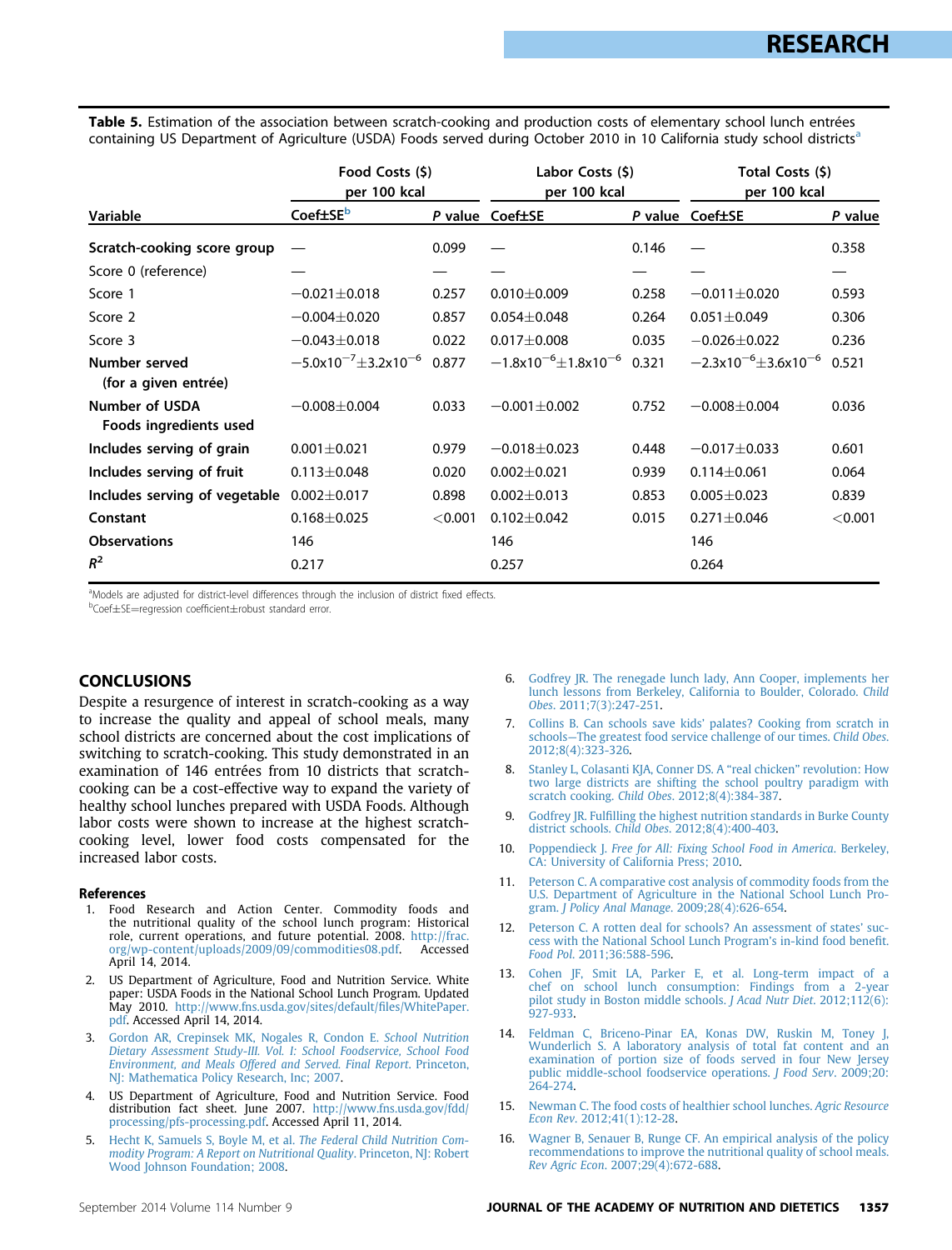**Table 5.** Estimation of the association between scratch-cooking and production costs of elementary school lunch entrées containing US Department of Agriculture (USDA) Foods served during October 2010 in 10 California study school districts[a]

| Variable | Food Costs ($) per 100 kcal | | Labor Costs ($) per 100 kcal | | Total Costs ($) per 100 kcal | |
|---|---|---|---|---|---|---|
| | Coef±SE[b] | *P* value | Coef±SE | *P* value | Coef±SE | *P* value |
| **Scratch-cooking score group** | — | 0.099 | — | 0.146 | — | 0.358 |
| Score 0 (reference) | — | — | — | — | — | — |
| Score 1 | −0.021±0.018 | 0.257 | 0.010±0.009 | 0.258 | −0.011±0.020 | 0.593 |
| Score 2 | −0.004±0.020 | 0.857 | 0.054±0.048 | 0.264 | 0.051±0.049 | 0.306 |
| Score 3 | −0.043±0.018 | 0.022 | 0.017±0.008 | 0.035 | −0.026±0.022 | 0.236 |
| **Number served (for a given entrée)** | $-5.0 \times 10^{-7} \pm 3.2 \times 10^{-6}$ | 0.877 | $-1.8 \times 10^{-6} \pm 1.8 \times 10^{-6}$ | 0.321 | $-2.3 \times 10^{-6} \pm 3.6 \times 10^{-6}$ | 0.521 |
| **Number of USDA Foods ingredients used** | −0.008±0.004 | 0.033 | −0.001±0.002 | 0.752 | −0.008±0.004 | 0.036 |
| **Includes serving of grain** | 0.001±0.021 | 0.979 | −0.018±0.023 | 0.448 | −0.017±0.033 | 0.601 |
| **Includes serving of fruit** | 0.113±0.048 | 0.020 | 0.002±0.021 | 0.939 | 0.114±0.061 | 0.064 |
| **Includes serving of vegetable** | 0.002±0.017 | 0.898 | 0.002±0.013 | 0.853 | 0.005±0.023 | 0.839 |
| **Constant** | 0.168±0.025 | <0.001 | 0.102±0.042 | 0.015 | 0.271±0.046 | <0.001 |
| **Observations** | 146 | | 146 | | 146 | |
| $R^2$ | 0.217 | | 0.257 | | 0.264 | |

[a]Models are adjusted for district-level differences through the inclusion of district fixed effects.
[b]Coef±SE=regression coefficient±robust standard error.

## CONCLUSIONS

Despite a resurgence of interest in scratch-cooking as a way to increase the quality and appeal of school meals, many school districts are concerned about the cost implications of switching to scratch-cooking. This study demonstrated in an examination of 146 entrées from 10 districts that scratch-cooking can be a cost-effective way to expand the variety of healthy school lunches prepared with USDA Foods. Although labor costs were shown to increase at the highest scratch-cooking level, lower food costs compensated for the increased labor costs.

### References

1. Food Research and Action Center. Commodity foods and the nutritional quality of the school lunch program: Historical role, current operations, and future potential. 2008. http://frac.org/wp-content/uploads/2009/09/commodities08.pdf. Accessed April 14, 2014.
2. US Department of Agriculture, Food and Nutrition Service. White paper: USDA Foods in the National School Lunch Program. Updated May 2010. http://www.fns.usda.gov/sites/default/files/WhitePaper.pdf. Accessed April 14, 2014.
3. Gordon AR, Crepinsek MK, Nogales R, Condon E. *School Nutrition Dietary Assessment Study-III. Vol. I: School Foodservice, School Food Environment, and Meals Offered and Served. Final Report*. Princeton, NJ: Mathematica Policy Research, Inc; 2007.
4. US Department of Agriculture, Food and Nutrition Service. Food distribution fact sheet. June 2007. http://www.fns.usda.gov/fdd/processing/pfs-processing.pdf. Accessed April 11, 2014.
5. Hecht K, Samuels S, Boyle M, et al. *The Federal Child Nutrition Commodity Program: A Report on Nutritional Quality*. Princeton, NJ: Robert Wood Johnson Foundation; 2008.
6. Godfrey JR. The renegade lunch lady, Ann Cooper, implements her lunch lessons from Berkeley, California to Boulder, Colorado. *Child Obes*. 2011;7(3):247-251.
7. Collins B. Can schools save kids' palates? Cooking from scratch in schools—The greatest food service challenge of our times. *Child Obes*. 2012;8(4):323-326.
8. Stanley L, Colasanti KJA, Conner DS. A "real chicken" revolution: How two large districts are shifting the school poultry paradigm with scratch cooking. *Child Obes*. 2012;8(4):384-387.
9. Godfrey JR. Fulfilling the highest nutrition standards in Burke County district schools. *Child Obes*. 2012;8(4):400-403.
10. Poppendieck J. *Free for All: Fixing School Food in America*. Berkeley, CA: University of California Press; 2010.
11. Peterson C. A comparative cost analysis of commodity foods from the U.S. Department of Agriculture in the National School Lunch Program. *J Policy Anal Manage*. 2009;28(4):626-654.
12. Peterson C. A rotten deal for schools? An assessment of states' success with the National School Lunch Program's in-kind food benefit. *Food Pol*. 2011;36:588-596.
13. Cohen JF, Smit LA, Parker E, et al. Long-term impact of a chef on school lunch consumption: Findings from a 2-year pilot study in Boston middle schools. *J Acad Nutr Diet*. 2012;112(6):927-933.
14. Feldman C, Briceno-Pinar EA, Konas DW, Ruskin M, Toney J, Wunderlich S. A laboratory analysis of total fat content and an examination of portion size of foods served in four New Jersey public middle-school foodservice operations. *J Food Serv*. 2009;20:264-274.
15. Newman C. The food costs of healthier school lunches. *Agric Resource Econ Rev*. 2012;41(1):12-28.
16. Wagner B, Senauer B, Runge CF. An empirical analysis of the policy recommendations to improve the nutritional quality of school meals. *Rev Agric Econ*. 2007;29(4):672-688.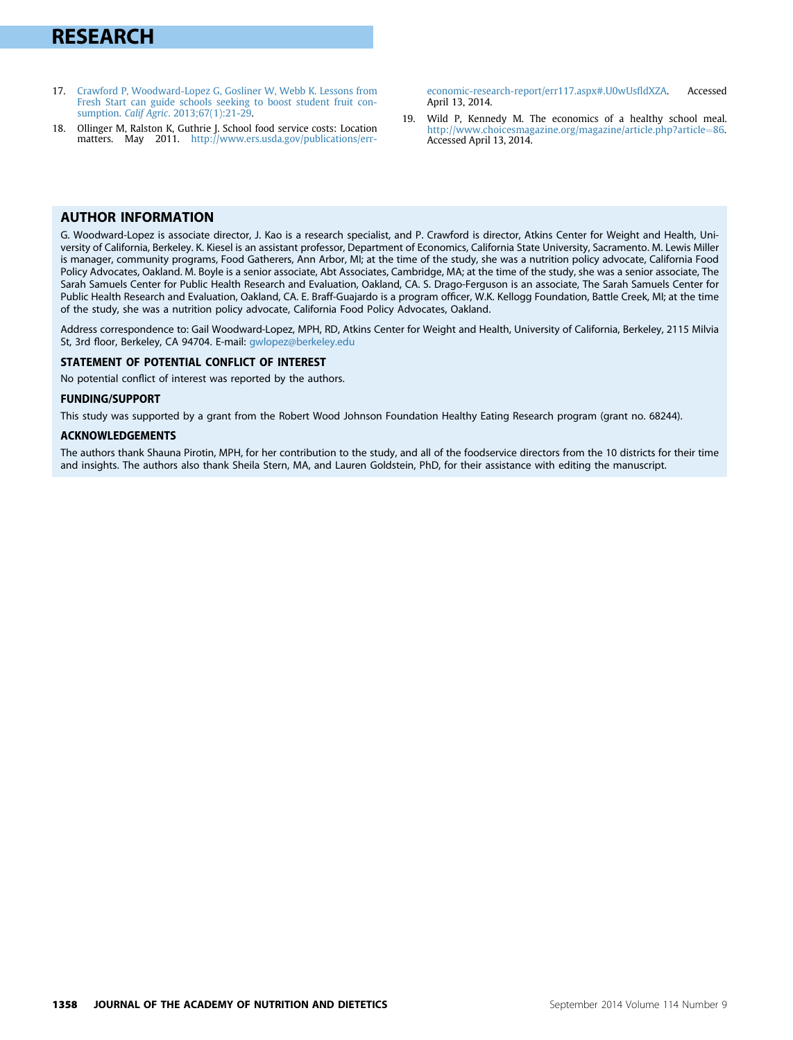17. Crawford P, Woodward-Lopez G, Gosliner W, Webb K. Lessons from Fresh Start can guide schools seeking to boost student fruit consumption. *Calif Agric*. 2013;67(1):21-29.
18. Ollinger M, Ralston K, Guthrie J. School food service costs: Location matters. May 2011. http://www.ers.usda.gov/publications/err-economic-research-report/err117.aspx#.U0wUsfldXZA. Accessed April 13, 2014.
19. Wild P, Kennedy M. The economics of a healthy school meal. http://www.choicesmagazine.org/magazine/article.php?article=86. Accessed April 13, 2014.

## AUTHOR INFORMATION

G. Woodward-Lopez is associate director, J. Kao is a research specialist, and P. Crawford is director, Atkins Center for Weight and Health, University of California, Berkeley. K. Kiesel is an assistant professor, Department of Economics, California State University, Sacramento. M. Lewis Miller is manager, community programs, Food Gatherers, Ann Arbor, MI; at the time of the study, she was a nutrition policy advocate, California Food Policy Advocates, Oakland. M. Boyle is a senior associate, Abt Associates, Cambridge, MA; at the time of the study, she was a senior associate, The Sarah Samuels Center for Public Health Research and Evaluation, Oakland, CA. S. Drago-Ferguson is an associate, The Sarah Samuels Center for Public Health Research and Evaluation, Oakland, CA. E. Braff-Guajardo is a program officer, W.K. Kellogg Foundation, Battle Creek, MI; at the time of the study, she was a nutrition policy advocate, California Food Policy Advocates, Oakland.

Address correspondence to: Gail Woodward-Lopez, MPH, RD, Atkins Center for Weight and Health, University of California, Berkeley, 2115 Milvia St, 3rd floor, Berkeley, CA 94704. E-mail: gwlopez@berkeley.edu

### STATEMENT OF POTENTIAL CONFLICT OF INTEREST

No potential conflict of interest was reported by the authors.

### FUNDING/SUPPORT

This study was supported by a grant from the Robert Wood Johnson Foundation Healthy Eating Research program (grant no. 68244).

### ACKNOWLEDGEMENTS

The authors thank Shauna Pirotin, MPH, for her contribution to the study, and all of the foodservice directors from the 10 districts for their time and insights. The authors also thank Sheila Stern, MA, and Lauren Goldstein, PhD, for their assistance with editing the manuscript.